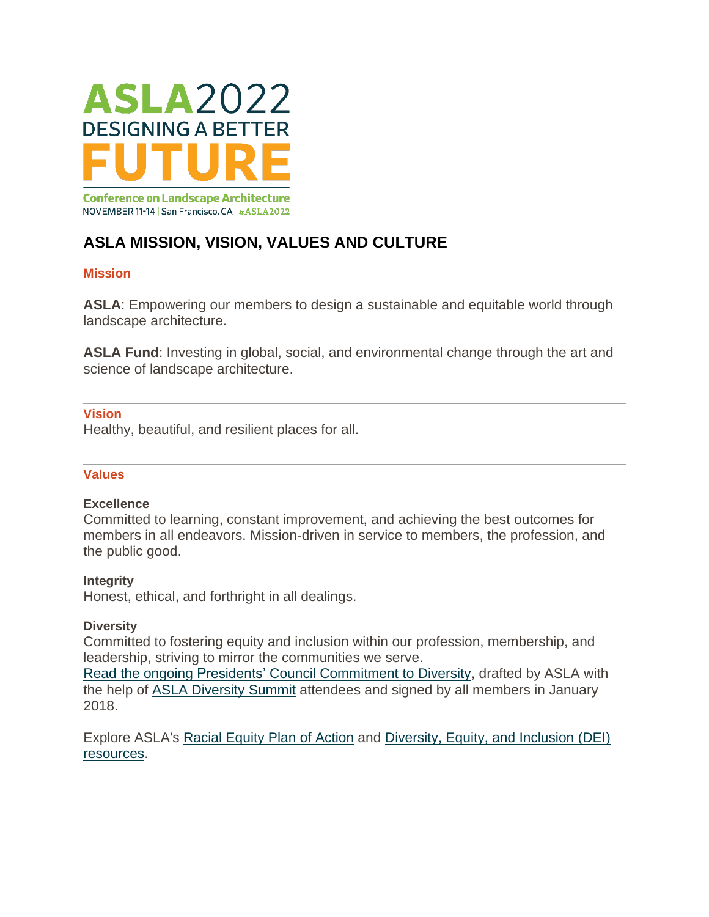ASLA2022
DESIGNING A BETTER
FUTURE
Conference on Landscape Architecture
NOVEMBER 11-14 | San Francisco, CA #ASLA2022

# ASLA MISSION, VISION, VALUES AND CULTURE

## Mission

**ASLA**: Empowering our members to design a sustainable and equitable world through landscape architecture.

**ASLA Fund**: Investing in global, social, and environmental change through the art and science of landscape architecture.

---

## Vision

Healthy, beautiful, and resilient places for all.

---

## Values

### Excellence

Committed to learning, constant improvement, and achieving the best outcomes for members in all endeavors. Mission-driven in service to members, the profession, and the public good.

### Integrity

Honest, ethical, and forthright in all dealings.

### Diversity

Committed to fostering equity and inclusion within our profession, membership, and leadership, striving to mirror the communities we serve.
Read the ongoing Presidents' Council Commitment to Diversity, drafted by ASLA with the help of ASLA Diversity Summit attendees and signed by all members in January 2018.

Explore ASLA's Racial Equity Plan of Action and Diversity, Equity, and Inclusion (DEI) resources.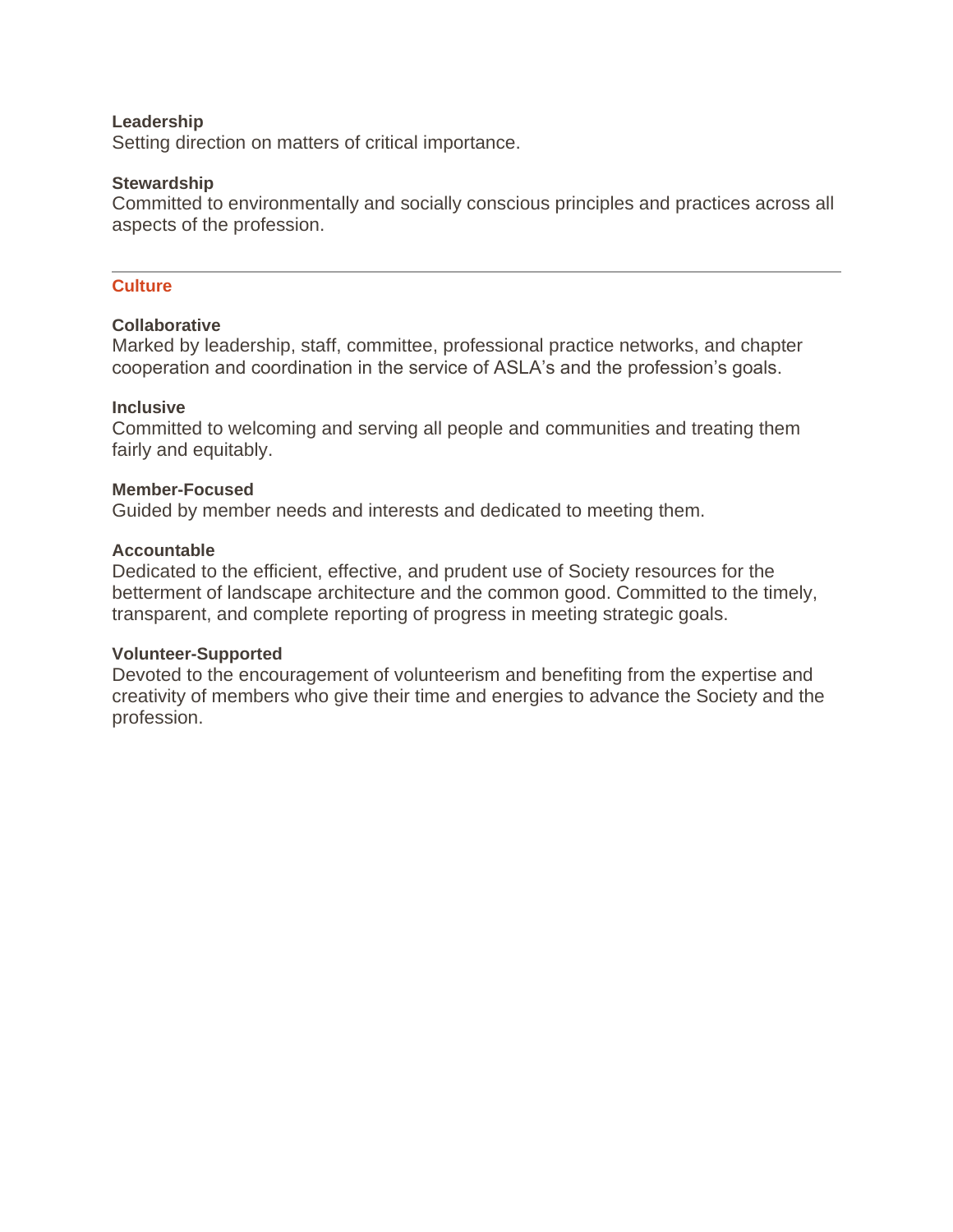**Leadership**
Setting direction on matters of critical importance.

**Stewardship**
Committed to environmentally and socially conscious principles and practices across all aspects of the profession.

---

## Culture

**Collaborative**
Marked by leadership, staff, committee, professional practice networks, and chapter cooperation and coordination in the service of ASLA's and the profession's goals.

**Inclusive**
Committed to welcoming and serving all people and communities and treating them fairly and equitably.

**Member-Focused**
Guided by member needs and interests and dedicated to meeting them.

**Accountable**
Dedicated to the efficient, effective, and prudent use of Society resources for the betterment of landscape architecture and the common good. Committed to the timely, transparent, and complete reporting of progress in meeting strategic goals.

**Volunteer-Supported**
Devoted to the encouragement of volunteerism and benefiting from the expertise and creativity of members who give their time and energies to advance the Society and the profession.